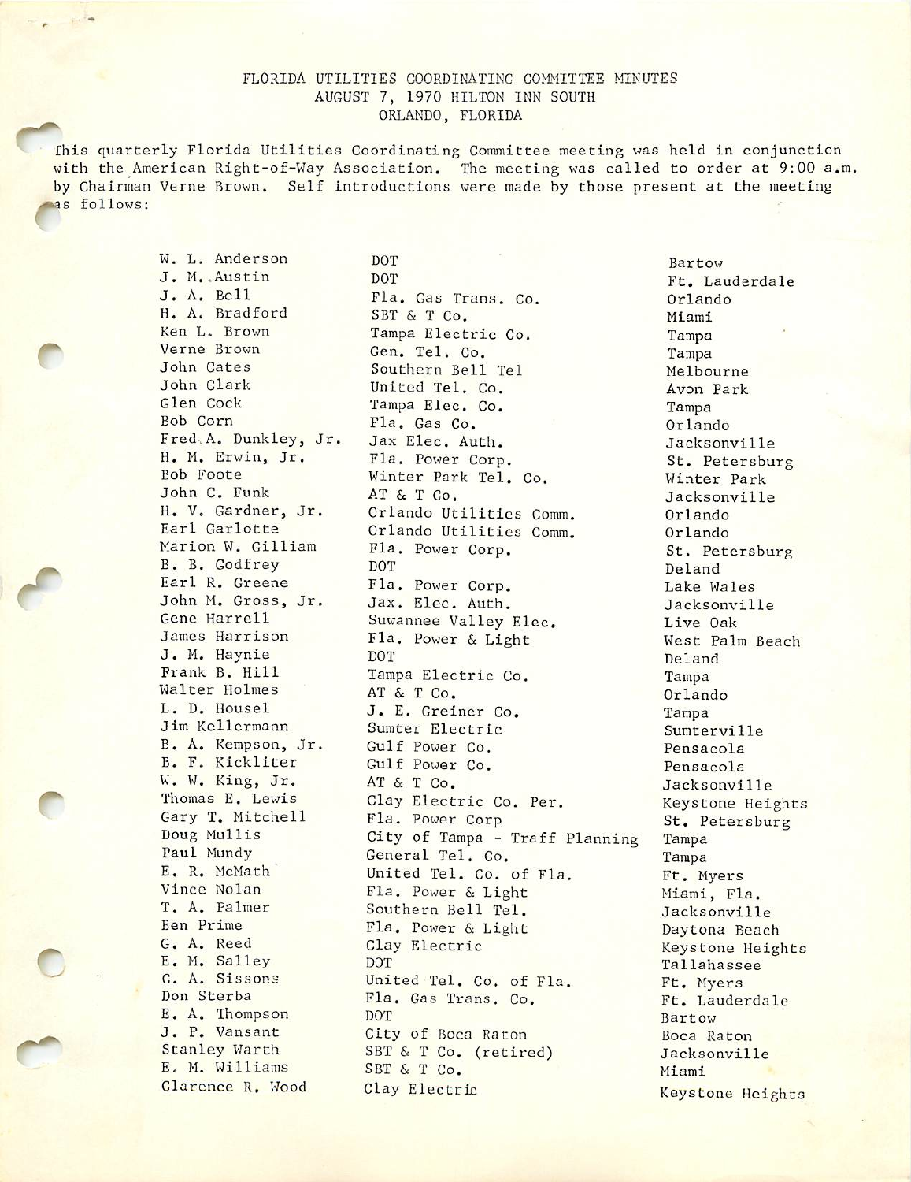# FLORIDA UTILITIES COORDINATING COMMITTEE MINUTES
## AUGUST 7, 1970 HILTON INN SOUTH
## ORLANDO, FLORIDA

This quarterly Florida Utilities Coordinating Committee meeting was held in conjunction with the American Right-of-Way Association. The meeting was called to order at 9:00 a.m. by Chairman Verne Brown. Self introductions were made by those present at the meeting as follows:

| Name | Organization | City |
|---|---|---|
| W. L. Anderson | DOT | Bartow |
| J. M. Austin | DOT | Ft. Lauderdale |
| J. A. Bell | Fla. Gas Trans. Co. | Orlando |
| H. A. Bradford | SBT & T Co. | Miami |
| Ken L. Brown | Tampa Electric Co. | Tampa |
| Verne Brown | Gen. Tel. Co. | Tampa |
| John Cates | Southern Bell Tel | Melbourne |
| John Clark | United Tel. Co. | Avon Park |
| Glen Cock | Tampa Elec. Co. | Tampa |
| Bob Corn | Fla. Gas Co. | Orlando |
| Fred A. Dunkley, Jr. | Jax Elec. Auth. | Jacksonville |
| H. M. Erwin, Jr. | Fla. Power Corp. | St. Petersburg |
| Bob Foote | Winter Park Tel. Co. | Winter Park |
| John C. Funk | AT & T Co. | Jacksonville |
| H. V. Gardner, Jr. | Orlando Utilities Comm. | Orlando |
| Earl Garlotte | Orlando Utilities Comm. | Orlando |
| Marion W. Gilliam | Fla. Power Corp. | St. Petersburg |
| B. B. Godfrey | DOT | Deland |
| Earl R. Greene | Fla. Power Corp. | Lake Wales |
| John M. Gross, Jr. | Jax. Elec. Auth. | Jacksonville |
| Gene Harrell | Suwannee Valley Elec. | Live Oak |
| James Harrison | Fla. Power & Light | West Palm Beach |
| J. M. Haynie | DOT | Deland |
| Frank B. Hill | Tampa Electric Co. | Tampa |
| Walter Holmes | AT & T Co. | Orlando |
| L. D. Housel | J. E. Greiner Co. | Tampa |
| Jim Kellermann | Sumter Electric | Sumterville |
| B. A. Kempson, Jr. | Gulf Power Co. | Pensacola |
| B. F. Kickliter | Gulf Power Co. | Pensacola |
| W. W. King, Jr. | AT & T Co. | Jacksonville |
| Thomas E. Lewis | Clay Electric Co. Per. | Keystone Heights |
| Gary T. Mitchell | Fla. Power Corp | St. Petersburg |
| Doug Mullis | City of Tampa - Traff Planning | Tampa |
| Paul Mundy | General Tel. Co. | Tampa |
| E. R. McMath | United Tel. Co. of Fla. | Ft. Myers |
| Vince Nolan | Fla. Power & Light | Miami, Fla. |
| T. A. Palmer | Southern Bell Tel. | Jacksonville |
| Ben Prime | Fla. Power & Light | Daytona Beach |
| G. A. Reed | Clay Electric | Keystone Heights |
| E. M. Salley | DOT | Tallahassee |
| C. A. Sissons | United Tel. Co. of Fla. | Ft. Myers |
| Don Sterba | Fla. Gas Trans. Co. | Ft. Lauderdale |
| E. A. Thompson | DOT | Bartow |
| J. P. Vansant | City of Boca Raton | Boca Raton |
| Stanley Warth | SBT & T Co. (retired) | Jacksonville |
| E. M. Williams | SBT & T Co. | Miami |
| Clarence R. Wood | Clay Electric | Keystone Heights |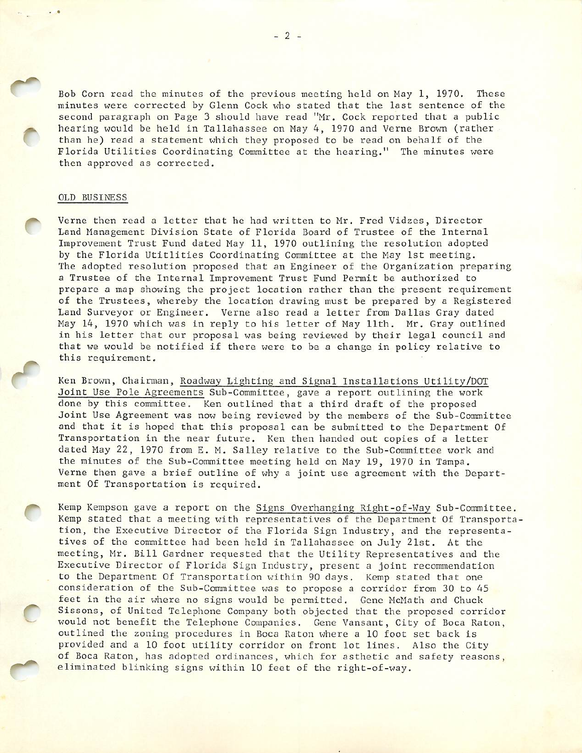Bob Corn read the minutes of the previous meeting held on May 1, 1970. These minutes were corrected by Glenn Cock who stated that the last sentence of the second paragraph on Page 3 should have read "Mr. Cock reported that a public hearing would be held in Tallahassee on May 4, 1970 and Verne Brown (rather than he) read a statement which they proposed to be read on behalf of the Florida Utilities Coordinating Committee at the hearing." The minutes were then approved as corrected.

OLD BUSINESS

Verne then read a letter that he had written to Mr. Fred Vidzes, Director Land Management Division State of Florida Board of Trustee of the Internal Improvement Trust Fund dated May 11, 1970 outlining the resolution adopted by the Florida Utitlities Coordinating Committee at the May 1st meeting. The adopted resolution proposed that an Engineer of the Organization preparing a Trustee of the Internal Improvement Trust Fund Permit be authorized to prepare a map showing the project location rather than the present requirement of the Trustees, whereby the location drawing must be prepared by a Registered Land Surveyor or Engineer. Verne also read a letter from Dallas Gray dated May 14, 1970 which was in reply to his letter of May 11th. Mr. Gray outlined in his letter that our proposal was being reviewed by their legal council and that we would be notified if there were to be a change in policy relative to this requirement.

Ken Brown, Chairman, Roadway Lighting and Signal Installations Utility/DOT Joint Use Pole Agreements Sub-Committee, gave a report outlining the work done by this committee. Ken outlined that a third draft of the proposed Joint Use Agreement was now being reviewed by the members of the Sub-Committee and that it is hoped that this proposal can be submitted to the Department Of Transportation in the near future. Ken then handed out copies of a letter dated May 22, 1970 from E. M. Salley relative to the Sub-Committee work and the minutes of the Sub-Committee meeting held on May 19, 1970 in Tampa. Verne then gave a brief outline of why a joint use agreement with the Department Of Transportation is required.

Kemp Kempson gave a report on the Signs Overhanging Right-of-Way Sub-Committee. Kemp stated that a meeting with representatives of the Department Of Transportation, the Executive Director of the Florida Sign Industry, and the representatives of the committee had been held in Tallahassee on July 21st. At the meeting, Mr. Bill Gardner requested that the Utility Representatives and the Executive Director of Florida Sign Industry, present a joint recommendation to the Department Of Transportation within 90 days. Kemp stated that one consideration of the Sub-Committee was to propose a corridor from 30 to 45 feet in the air where no signs would be permitted. Gene McMath and Chuck Sissons, of United Telephone Company both objected that the proposed corridor would not benefit the Telephone Companies. Gene Vansant, City of Boca Raton, outlined the zoning procedures in Boca Raton where a 10 foot set back is provided and a 10 foot utility corridor on front lot lines. Also the City of Boca Raton, has adopted ordinances, which for asthetic and safety reasons, eliminated blinking signs within 10 feet of the right-of-way.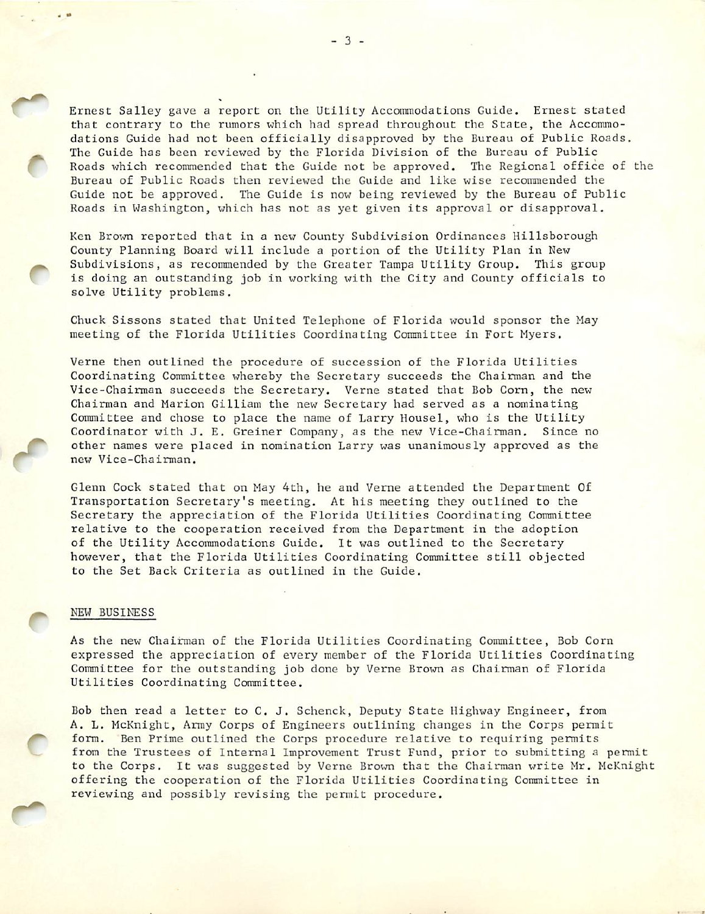Ernest Salley gave a report on the Utility Accommodations Guide. Ernest stated that contrary to the rumors which had spread throughout the State, the Accommodations Guide had not been officially disapproved by the Bureau of Public Roads. The Guide has been reviewed by the Florida Division of the Bureau of Public Roads which recommended that the Guide not be approved. The Regional office of the Bureau of Public Roads then reviewed the Guide and like wise recommended the Guide not be approved. The Guide is now being reviewed by the Bureau of Public Roads in Washington, which has not as yet given its approval or disapproval.

Ken Brown reported that in a new County Subdivision Ordinances Hillsborough County Planning Board will include a portion of the Utility Plan in New Subdivisions, as recommended by the Greater Tampa Utility Group. This group is doing an outstanding job in working with the City and County officials to solve Utility problems.

Chuck Sissons stated that United Telephone of Florida would sponsor the May meeting of the Florida Utilities Coordinating Committee in Fort Myers.

Verne then outlined the procedure of succession of the Florida Utilities Coordinating Committee whereby the Secretary succeeds the Chairman and the Vice-Chairman succeeds the Secretary. Verne stated that Bob Corn, the new Chairman and Marion Gilliam the new Secretary had served as a nominating Committee and chose to place the name of Larry Housel, who is the Utility Coordinator with J. E. Greiner Company, as the new Vice-Chairman. Since no other names were placed in nomination Larry was unanimously approved as the new Vice-Chairman.

Glenn Cock stated that on May 4th, he and Verne attended the Department Of Transportation Secretary's meeting. At his meeting they outlined to the Secretary the appreciation of the Florida Utilities Coordinating Committee relative to the cooperation received from the Department in the adoption of the Utility Accommodations Guide. It was outlined to the Secretary however, that the Florida Utilities Coordinating Committee still objected to the Set Back Criteria as outlined in the Guide.

## NEW BUSINESS

As the new Chairman of the Florida Utilities Coordinating Committee, Bob Corn expressed the appreciation of every member of the Florida Utilities Coordinating Committee for the outstanding job done by Verne Brown as Chairman of Florida Utilities Coordinating Committee.

Bob then read a letter to C. J. Schenck, Deputy State Highway Engineer, from A. L. McKnight, Army Corps of Engineers outlining changes in the Corps permit form. Ben Prime outlined the Corps procedure relative to requiring permits from the Trustees of Internal Improvement Trust Fund, prior to submitting a permit to the Corps. It was suggested by Verne Brown that the Chairman write Mr. McKnight offering the cooperation of the Florida Utilities Coordinating Committee in reviewing and possibly revising the permit procedure.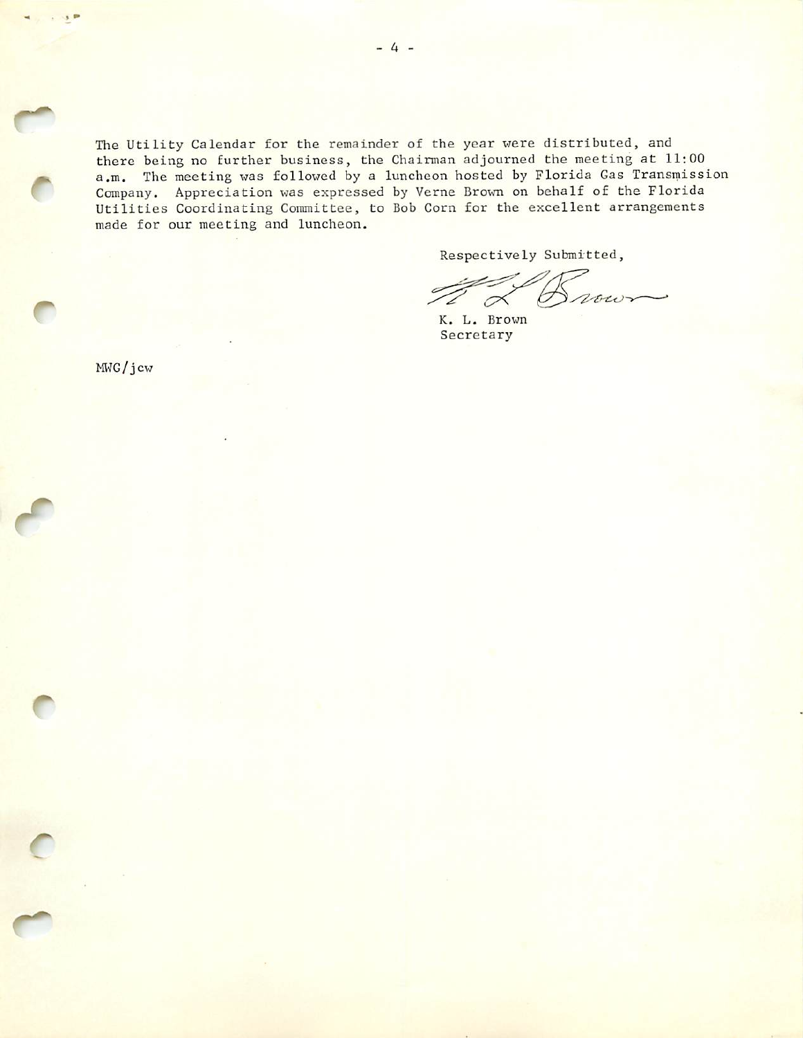The Utility Calendar for the remainder of the year were distributed, and there being no further business, the Chairman adjourned the meeting at 11:00 a.m. The meeting was followed by a luncheon hosted by Florida Gas Transmission Company. Appreciation was expressed by Verne Brown on behalf of the Florida Utilities Coordinating Committee, to Bob Corn for the excellent arrangements made for our meeting and luncheon.

Respectively Submitted,

K. L. Brown
Secretary

MWG/jcw